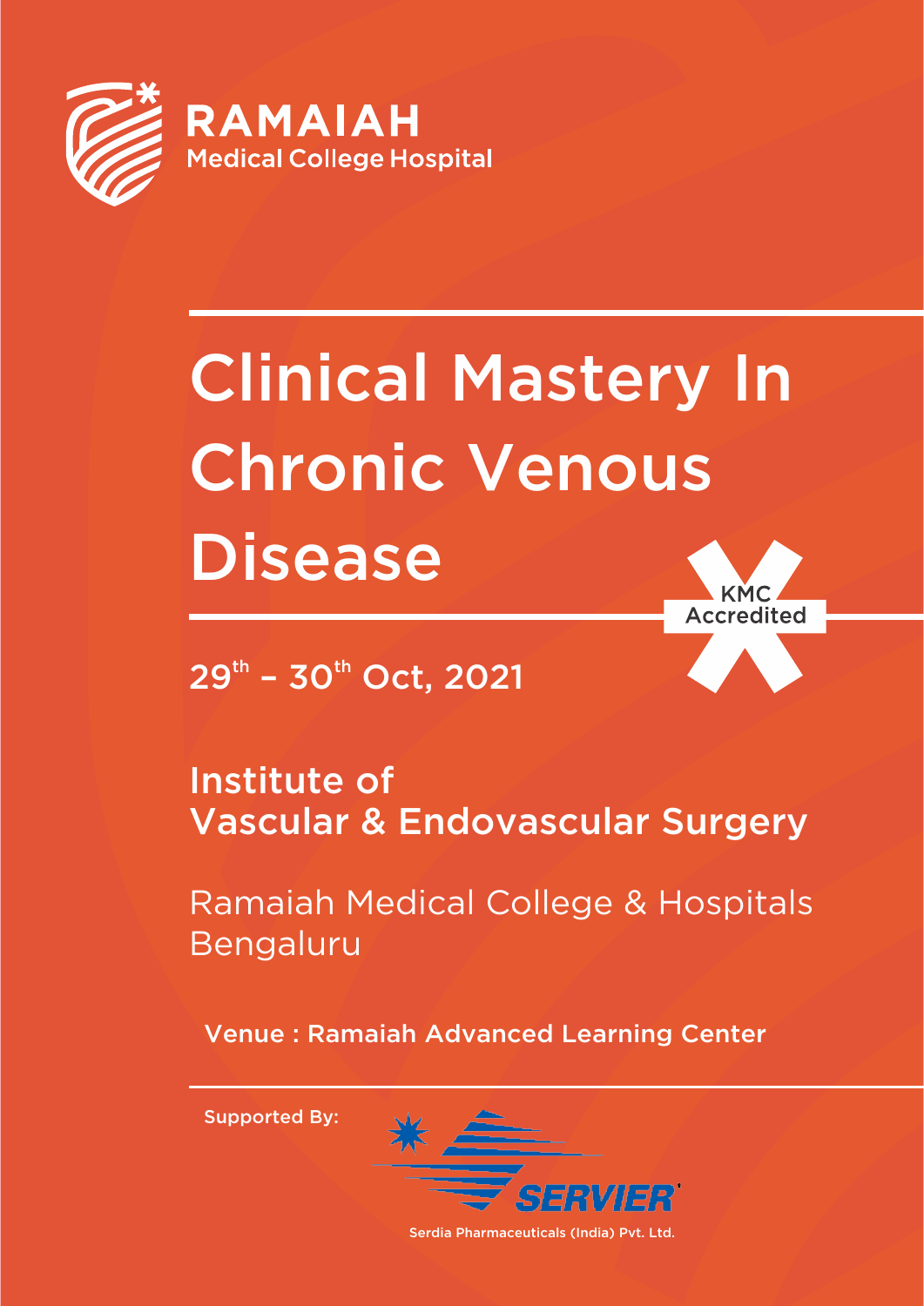**RAMAIAH**
Medical College Hospital

# Clinical Mastery In Chronic Venous Disease

KMC Accredited

29th – 30th Oct, 2021

## Institute of Vascular & Endovascular Surgery

Ramaiah Medical College & Hospitals
Bengaluru

Venue : Ramaiah Advanced Learning Center

Supported By:

SERVIER

Serdia Pharmaceuticals (India) Pvt. Ltd.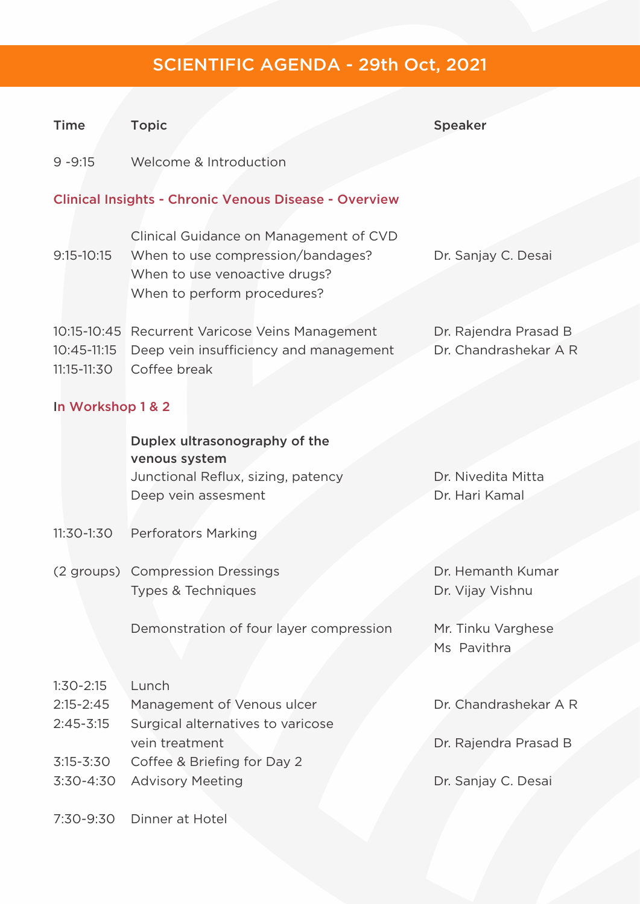# SCIENTIFIC AGENDA - 29th Oct, 2021

| Time | Topic | Speaker |
|---|---|---|
| 9 -9:15 | Welcome & Introduction | |
| **Clinical Insights - Chronic Venous Disease - Overview** | | |
| 9:15-10:15 | Clinical Guidance on Management of CVD<br>When to use compression/bandages?<br>When to use venoactive drugs?<br>When to perform procedures? | Dr. Sanjay C. Desai |
| 10:15-10:45 | Recurrent Varicose Veins Management | Dr. Rajendra Prasad B |
| 10:45-11:15 | Deep vein insufficiency and management | Dr. Chandrashekar A R |
| 11:15-11:30 | Coffee break | |
| **In Workshop 1 & 2** | | |
| | **Duplex ultrasonography of the venous system**<br>Junctional Reflux, sizing, patency<br>Deep vein assesment | <br>Dr. Nivedita Mitta<br>Dr. Hari Kamal |
| 11:30-1:30 | Perforators Marking | |
| (2 groups) | Compression Dressings<br>Types & Techniques | Dr. Hemanth Kumar<br>Dr. Vijay Vishnu |
| | Demonstration of four layer compression | Mr. Tinku Varghese<br>Ms Pavithra |
| 1:30-2:15 | Lunch | |
| 2:15-2:45 | Management of Venous ulcer | Dr. Chandrashekar A R |
| 2:45-3:15 | Surgical alternatives to varicose vein treatment | Dr. Rajendra Prasad B |
| 3:15-3:30 | Coffee & Briefing for Day 2 | |
| 3:30-4:30 | Advisory Meeting | Dr. Sanjay C. Desai |
| 7:30-9:30 | Dinner at Hotel | |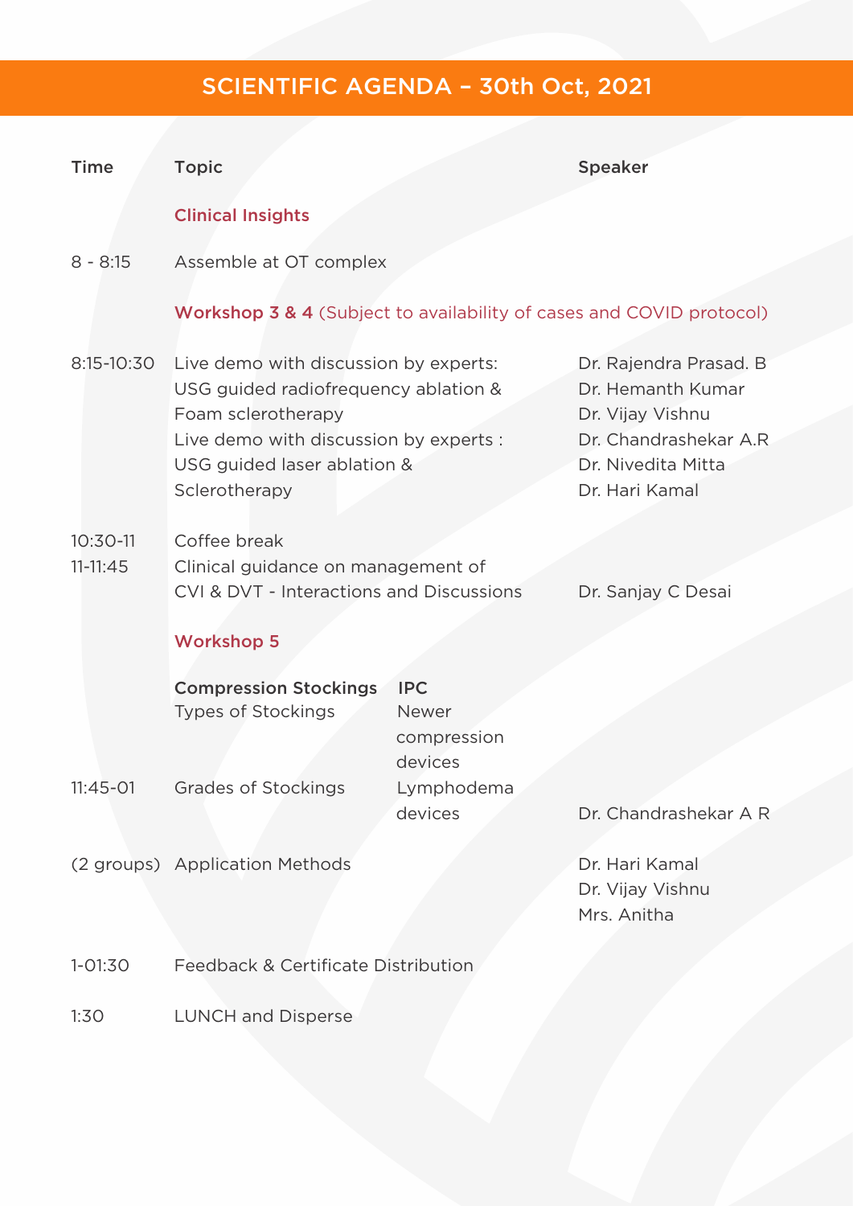# SCIENTIFIC AGENDA – 30th Oct, 2021

| Time | Topic | | Speaker |
|---|---|---|---|
| | **Clinical Insights** | | |
| 8 - 8:15 | Assemble at OT complex | | |
| | **Workshop 3 & 4** (Subject to availability of cases and COVID protocol) | | |
| 8:15-10:30 | Live demo with discussion by experts: USG guided radiofrequency ablation & Foam sclerotherapy<br>Live demo with discussion by experts : USG guided laser ablation & Sclerotherapy | | Dr. Rajendra Prasad. B<br>Dr. Hemanth Kumar<br>Dr. Vijay Vishnu<br>Dr. Chandrashekar A.R<br>Dr. Nivedita Mitta<br>Dr. Hari Kamal |
| 10:30-11 | Coffee break | | |
| 11-11:45 | Clinical guidance on management of CVI & DVT - Interactions and Discussions | | Dr. Sanjay C Desai |
| | **Workshop 5** | | |
| | **Compression Stockings** | **IPC** | |
| | Types of Stockings | Newer compression devices | |
| 11:45-01 | Grades of Stockings | Lymphodema devices | Dr. Chandrashekar A R |
| (2 groups) | Application Methods | | Dr. Hari Kamal<br>Dr. Vijay Vishnu<br>Mrs. Anitha |
| 1-01:30 | Feedback & Certificate Distribution | | |
| 1:30 | LUNCH and Disperse | | |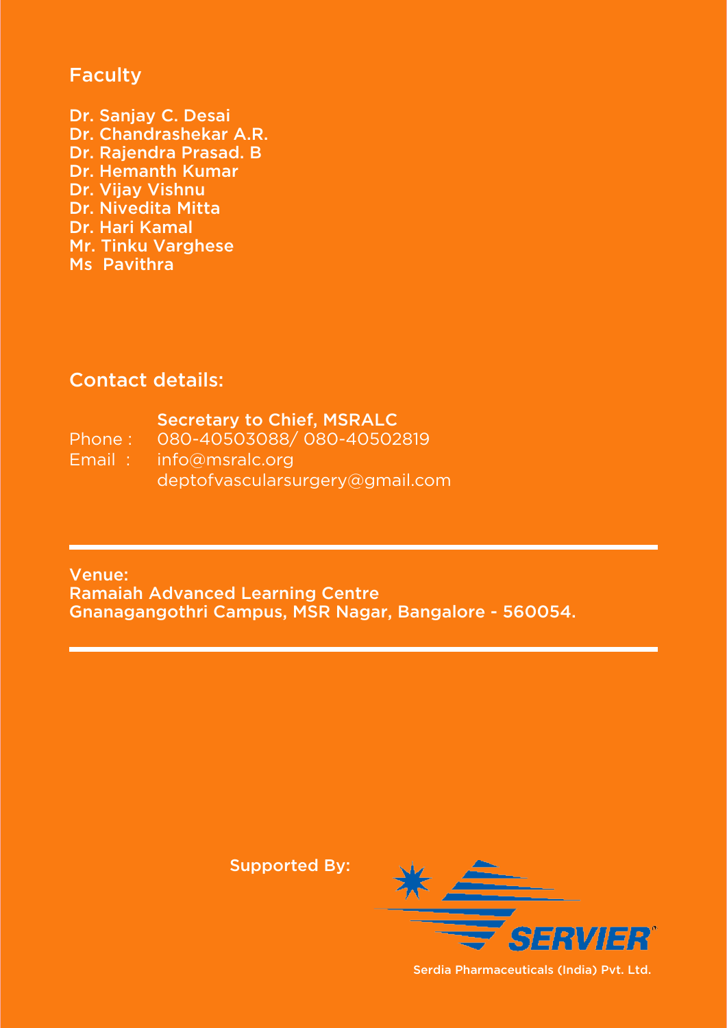## Faculty

Dr. Sanjay C. Desai
Dr. Chandrashekar A.R.
Dr. Rajendra Prasad. B
Dr. Hemanth Kumar
Dr. Vijay Vishnu
Dr. Nivedita Mitta
Dr. Hari Kamal
Mr. Tinku Varghese
Ms Pavithra

## Contact details:

**Secretary to Chief, MSRALC**
Phone : 080-40503088/ 080-40502819
Email : info@msralc.org
deptofvascularsurgery@gmail.com

---

**Venue:**
**Ramaiah Advanced Learning Centre**
**Gnanagangothri Campus, MSR Nagar, Bangalore - 560054.**

---

Supported By:

SERVIER

Serdia Pharmaceuticals (India) Pvt. Ltd.